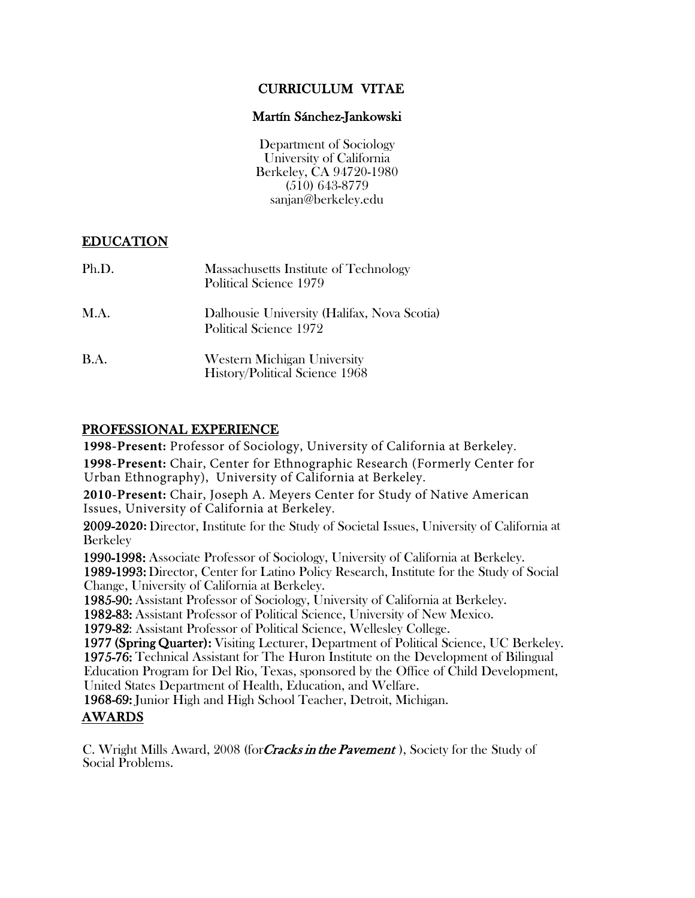# CURRICULUM VITAE

## Martín Sánchez-Jankowski

Department of Sociology
University of California
Berkeley, CA 94720-1980
(510) 643-8779
sanjan@berkeley.edu

## EDUCATION

| | |
|---|---|
| Ph.D. | Massachusetts Institute of Technology<br>Political Science 1979 |
| M.A. | Dalhousie University (Halifax, Nova Scotia)<br>Political Science 1972 |
| B.A. | Western Michigan University<br>History/Political Science 1968 |

## PROFESSIONAL EXPERIENCE

**1998-Present:** Professor of Sociology, University of California at Berkeley.

**1998-Present:** Chair, Center for Ethnographic Research (Formerly Center for Urban Ethnography), University of California at Berkeley.

**2010-Present:** Chair, Joseph A. Meyers Center for Study of Native American Issues, University of California at Berkeley.

**2009-2020:** Director, Institute for the Study of Societal Issues, University of California at Berkeley

**1990-1998:** Associate Professor of Sociology, University of California at Berkeley.
**1989-1993:** Director, Center for Latino Policy Research, Institute for the Study of Social Change, University of California at Berkeley.
**1985-90:** Assistant Professor of Sociology, University of California at Berkeley.
**1982-83:** Assistant Professor of Political Science, University of New Mexico.
**1979-82**: Assistant Professor of Political Science, Wellesley College.
**1977 (Spring Quarter):** Visiting Lecturer, Department of Political Science, UC Berkeley.
**1975-76:** Technical Assistant for The Huron Institute on the Development of Bilingual Education Program for Del Rio, Texas, sponsored by the Office of Child Development, United States Department of Health, Education, and Welfare.
**1968-69:** Junior High and High School Teacher, Detroit, Michigan.

## AWARDS

C. Wright Mills Award, 2008 (for *Cracks in the Pavement* ), Society for the Study of Social Problems.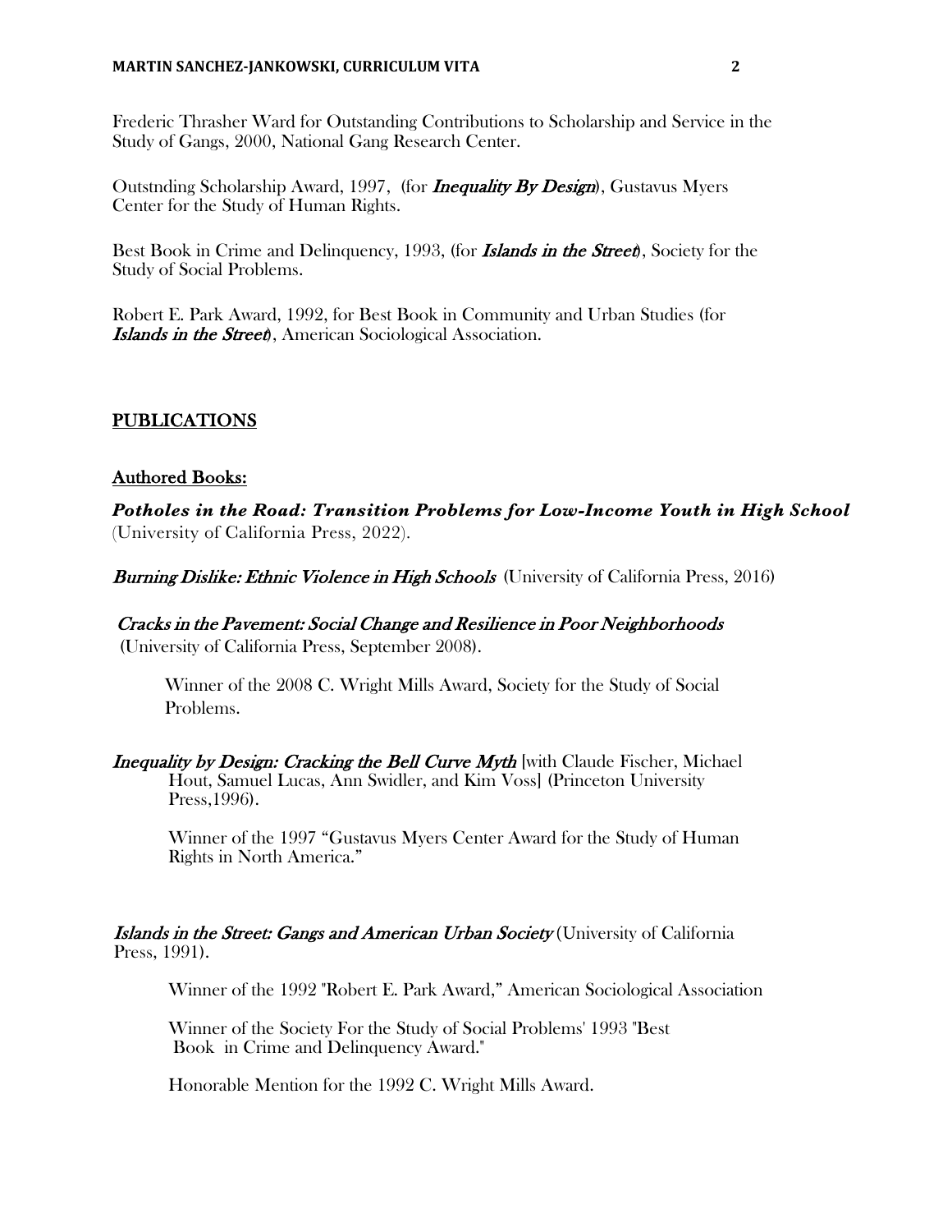Frederic Thrasher Ward for Outstanding Contributions to Scholarship and Service in the Study of Gangs, 2000, National Gang Research Center.

Outstnding Scholarship Award, 1997, (for ***Inequality By Design***), Gustavus Myers Center for the Study of Human Rights.

Best Book in Crime and Delinquency, 1993, (for ***Islands in the Street***), Society for the Study of Social Problems.

Robert E. Park Award, 1992, for Best Book in Community and Urban Studies (for ***Islands in the Street***), American Sociological Association.

## PUBLICATIONS

### Authored Books:

***Potholes in the Road: Transition Problems for Low-Income Youth in High School*** (University of California Press, 2022).

***Burning Dislike: Ethnic Violence in High Schools*** (University of California Press, 2016)

***Cracks in the Pavement: Social Change and Resilience in Poor Neighborhoods*** (University of California Press, September 2008).

Winner of the 2008 C. Wright Mills Award, Society for the Study of Social Problems.

***Inequality by Design: Cracking the Bell Curve Myth*** [with Claude Fischer, Michael Hout, Samuel Lucas, Ann Swidler, and Kim Voss] (Princeton University Press,1996).

Winner of the 1997 "Gustavus Myers Center Award for the Study of Human Rights in North America."

***Islands in the Street: Gangs and American Urban Society*** (University of California Press, 1991).

Winner of the 1992 "Robert E. Park Award," American Sociological Association

Winner of the Society For the Study of Social Problems' 1993 "Best Book in Crime and Delinquency Award."

Honorable Mention for the 1992 C. Wright Mills Award.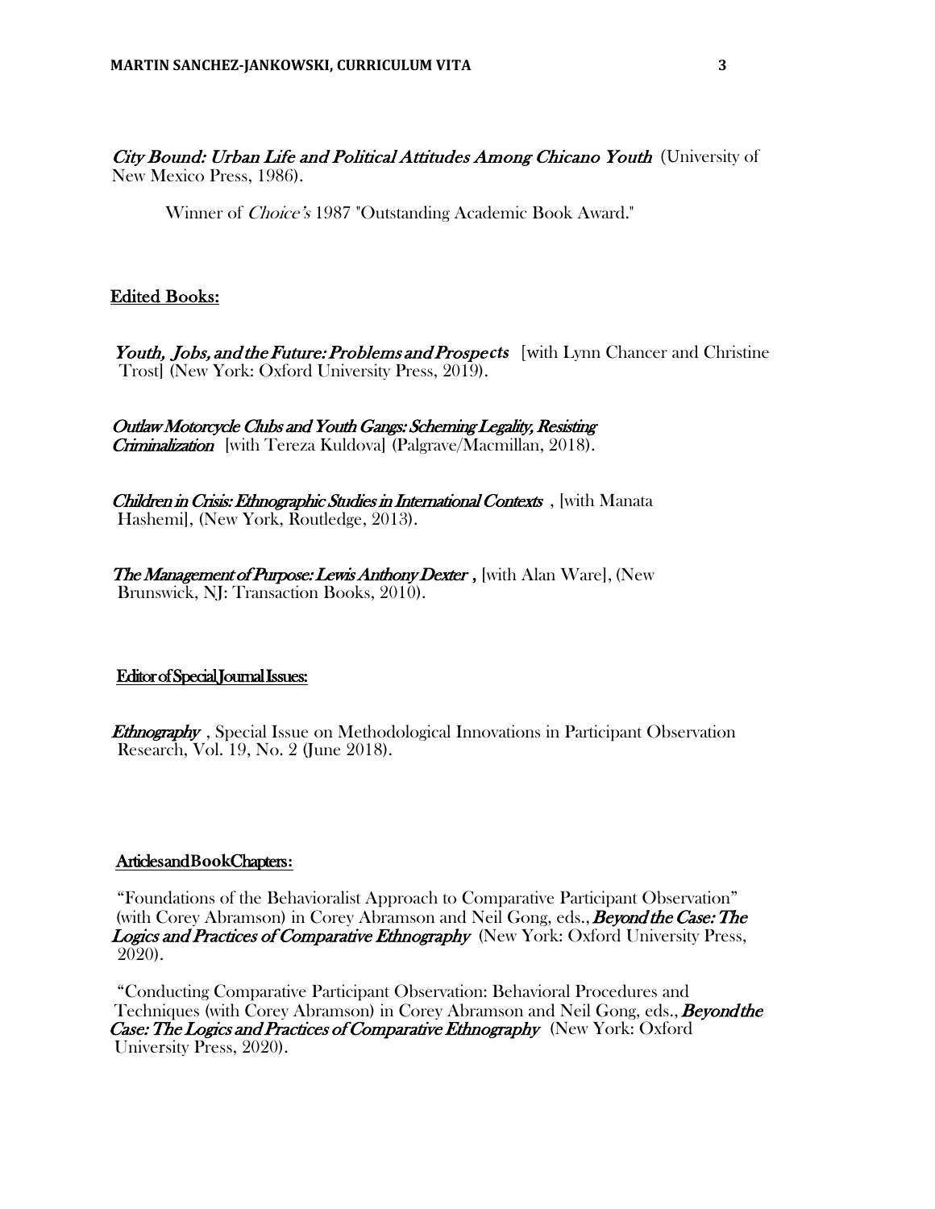*City Bound: Urban Life and Political Attitudes Among Chicano Youth* (University of New Mexico Press, 1986).

Winner of *Choice's* 1987 "Outstanding Academic Book Award."

## Edited Books:

***Youth, Jobs, and the Future: Problems and Prospects*** [with Lynn Chancer and Christine Trost] (New York: Oxford University Press, 2019).

*Outlaw Motorcycle Clubs and Youth Gangs: Scheming Legality, Resisting Criminalization* [with Tereza Kuldova] (Palgrave/Macmillan, 2018).

*Children in Crisis: Ethnographic Studies in International Contexts* , [with Manata Hashemi], (New York, Routledge, 2013).

***The Management of Purpose: Lewis Anthony Dexter*** **,** [with Alan Ware], (New Brunswick, NJ: Transaction Books, 2010).

## Editor of Special Journal Issues:

***Ethnography*** , Special Issue on Methodological Innovations in Participant Observation Research, Vol. 19, No. 2 (June 2018).

## Articles and Book Chapters:

"Foundations of the Behavioralist Approach to Comparative Participant Observation" (with Corey Abramson) in Corey Abramson and Neil Gong, eds., ***Beyond the Case: The Logics and Practices of Comparative Ethnography*** (New York: Oxford University Press, 2020).

"Conducting Comparative Participant Observation: Behavioral Procedures and Techniques (with Corey Abramson) in Corey Abramson and Neil Gong, eds., ***Beyond the Case: The Logics and Practices of Comparative Ethnography*** (New York: Oxford University Press, 2020).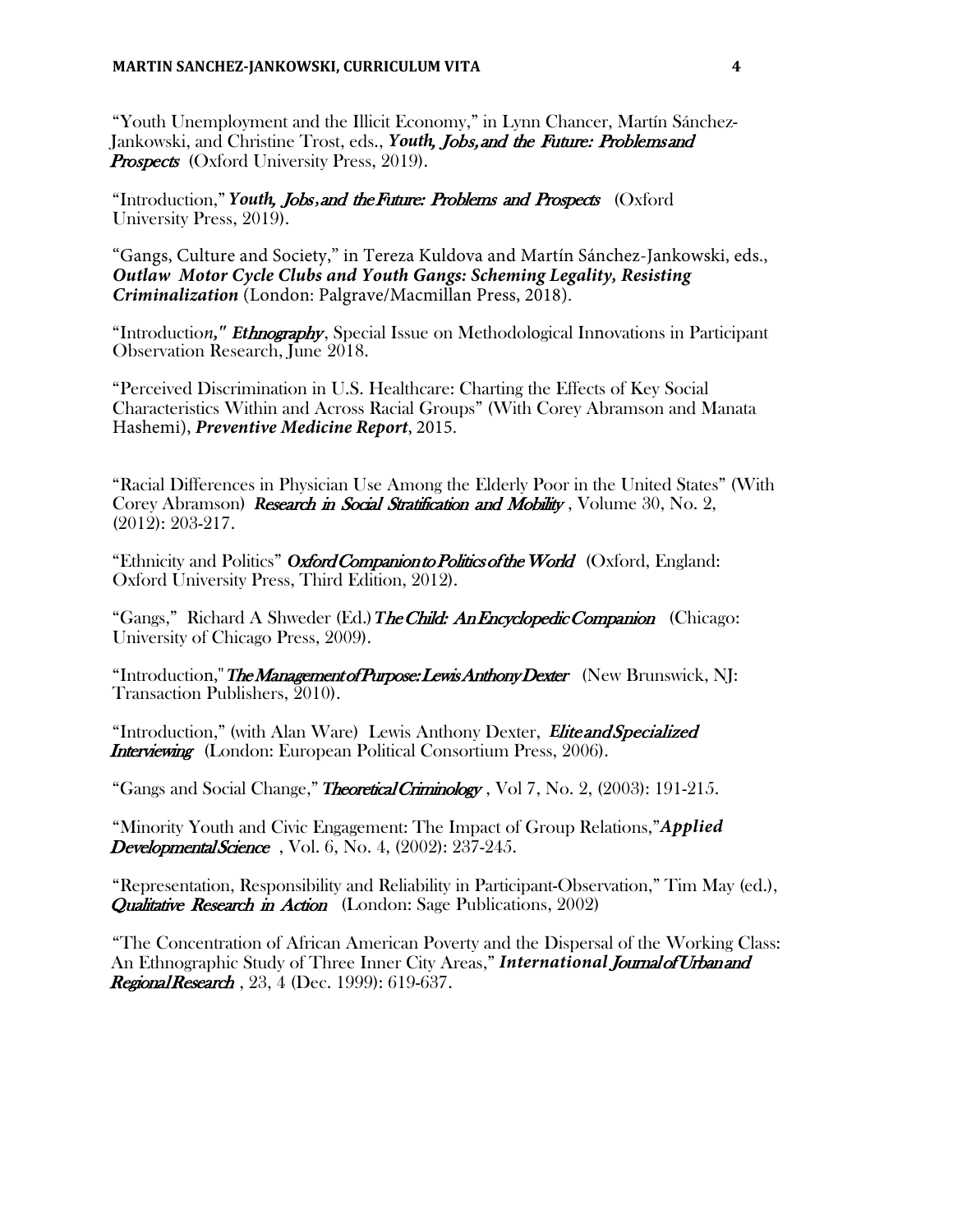"Youth Unemployment and the Illicit Economy," in Lynn Chancer, Martín Sánchez-Jankowski, and Christine Trost, eds., ***Youth, Jobs, and the Future: Problems and Prospects*** (Oxford University Press, 2019).

"Introduction," ***Youth, Jobs, and the Future: Problems and Prospects*** (Oxford University Press, 2019).

"Gangs, Culture and Society," in Tereza Kuldova and Martín Sánchez-Jankowski, eds., ***Outlaw Motor Cycle Clubs and Youth Gangs: Scheming Legality, Resisting Criminalization*** (London: Palgrave/Macmillan Press, 2018).

"Introduction," ***Ethnography***, Special Issue on Methodological Innovations in Participant Observation Research, June 2018.

"Perceived Discrimination in U.S. Healthcare: Charting the Effects of Key Social Characteristics Within and Across Racial Groups" (With Corey Abramson and Manata Hashemi), ***Preventive Medicine Report***, 2015.

"Racial Differences in Physician Use Among the Elderly Poor in the United States" (With Corey Abramson) ***Research in Social Stratification and Mobility***, Volume 30, No. 2, (2012): 203-217.

"Ethnicity and Politics" ***Oxford Companion to Politics of the World*** (Oxford, England: Oxford University Press, Third Edition, 2012).

"Gangs," Richard A Shweder (Ed.) ***The Child: An Encyclopedic Companion*** (Chicago: University of Chicago Press, 2009).

"Introduction," ***The Management of Purpose: Lewis Anthony Dexter*** (New Brunswick, NJ: Transaction Publishers, 2010).

"Introduction," (with Alan Ware) Lewis Anthony Dexter, ***Elite and Specialized Interviewing*** (London: European Political Consortium Press, 2006).

"Gangs and Social Change," ***Theoretical Criminology***, Vol 7, No. 2, (2003): 191-215.

"Minority Youth and Civic Engagement: The Impact of Group Relations," ***Applied Developmental Science***, Vol. 6, No. 4, (2002): 237-245.

"Representation, Responsibility and Reliability in Participant-Observation," Tim May (ed.), ***Qualitative Research in Action*** (London: Sage Publications, 2002)

"The Concentration of African American Poverty and the Dispersal of the Working Class: An Ethnographic Study of Three Inner City Areas," ***International Journal of Urban and Regional Research***, 23, 4 (Dec. 1999): 619-637.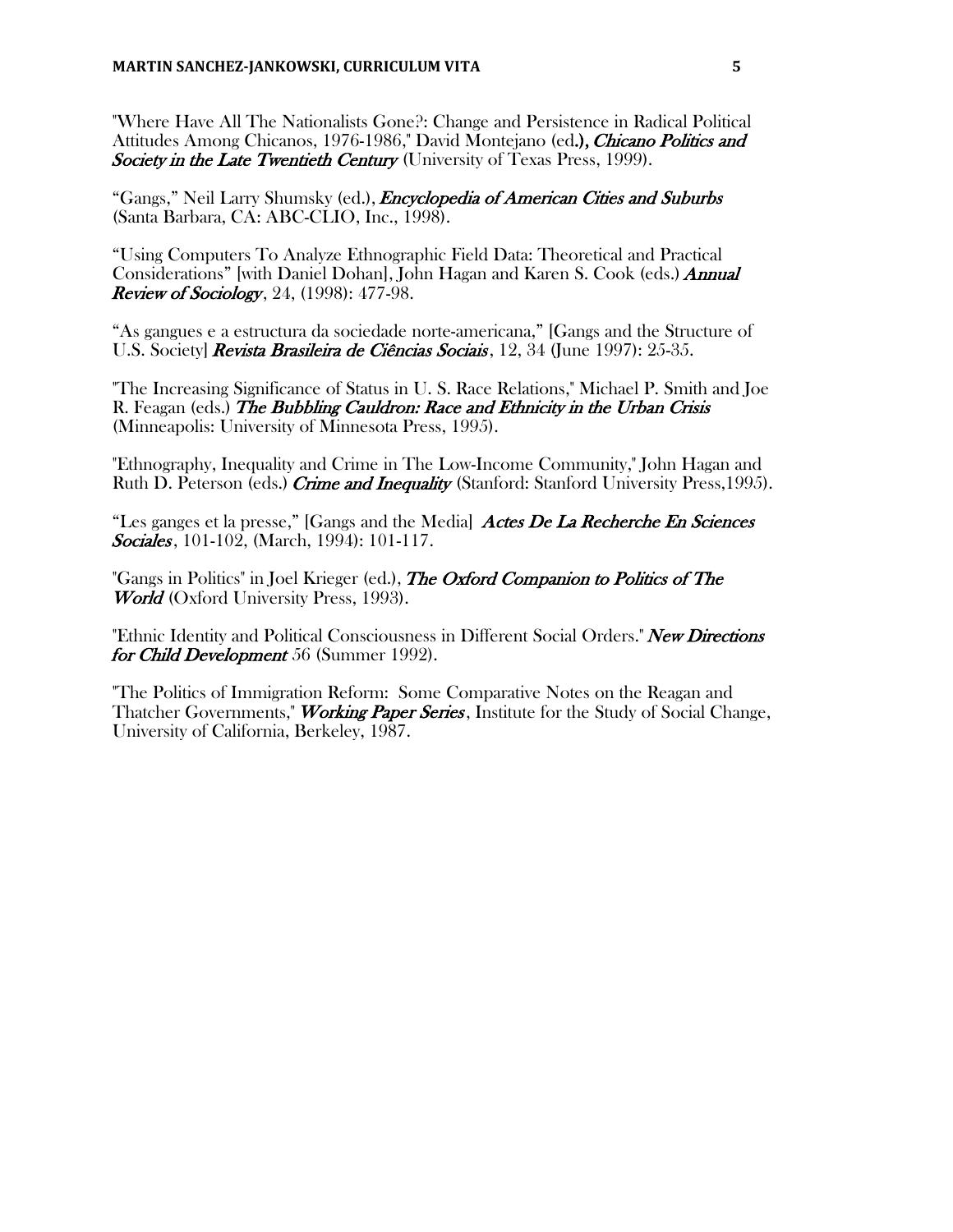"Where Have All The Nationalists Gone?: Change and Persistence in Radical Political Attitudes Among Chicanos, 1976-1986," David Montejano (ed.), *Chicano Politics and Society in the Late Twentieth Century* (University of Texas Press, 1999).

“Gangs,” Neil Larry Shumsky (ed.), *Encyclopedia of American Cities and Suburbs* (Santa Barbara, CA: ABC-CLIO, Inc., 1998).

“Using Computers To Analyze Ethnographic Field Data: Theoretical and Practical Considerations” [with Daniel Dohan], John Hagan and Karen S. Cook (eds.) *Annual Review of Sociology*, 24, (1998): 477-98.

“As gangues e a estructura da sociedade norte-americana,” [Gangs and the Structure of U.S. Society] *Revista Brasileira de Ciências Sociais*, 12, 34 (June 1997): 25-35.

"The Increasing Significance of Status in U. S. Race Relations," Michael P. Smith and Joe R. Feagan (eds.) *The Bubbling Cauldron: Race and Ethnicity in the Urban Crisis* (Minneapolis: University of Minnesota Press, 1995).

"Ethnography, Inequality and Crime in The Low-Income Community," John Hagan and Ruth D. Peterson (eds.) *Crime and Inequality* (Stanford: Stanford University Press,1995).

“Les ganges et la presse,” [Gangs and the Media] *Actes De La Recherche En Sciences Sociales*, 101-102, (March, 1994): 101-117.

"Gangs in Politics" in Joel Krieger (ed.), *The Oxford Companion to Politics of The World* (Oxford University Press, 1993).

"Ethnic Identity and Political Consciousness in Different Social Orders." *New Directions for Child Development* 56 (Summer 1992).

"The Politics of Immigration Reform: Some Comparative Notes on the Reagan and Thatcher Governments," *Working Paper Series*, Institute for the Study of Social Change, University of California, Berkeley, 1987.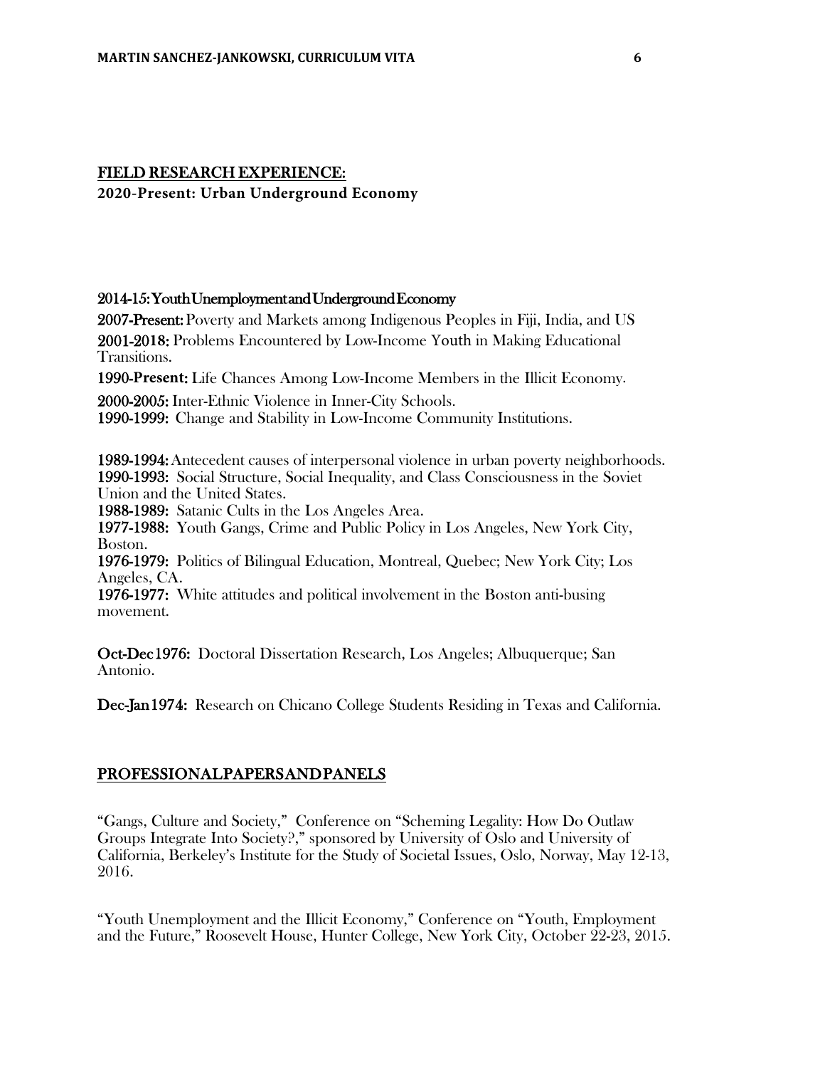## FIELD RESEARCH EXPERIENCE:

**2020-Present: Urban Underground Economy**

**2014-15: Youth Unemployment and Underground Economy**

**2007-Present:** Poverty and Markets among Indigenous Peoples in Fiji, India, and US

**2001-2018:** Problems Encountered by Low-Income Youth in Making Educational Transitions.

**1990-Present:** Life Chances Among Low-Income Members in the Illicit Economy.

**2000-2005:** Inter-Ethnic Violence in Inner-City Schools.

**1990-1999:** Change and Stability in Low-Income Community Institutions.

**1989-1994:** Antecedent causes of interpersonal violence in urban poverty neighborhoods.

**1990-1993:** Social Structure, Social Inequality, and Class Consciousness in the Soviet Union and the United States.

**1988-1989:** Satanic Cults in the Los Angeles Area.

**1977-1988:** Youth Gangs, Crime and Public Policy in Los Angeles, New York City, Boston.

**1976-1979:** Politics of Bilingual Education, Montreal, Quebec; New York City; Los Angeles, CA.

**1976-1977:** White attitudes and political involvement in the Boston anti-busing movement.

**Oct-Dec 1976:** Doctoral Dissertation Research, Los Angeles; Albuquerque; San Antonio.

**Dec-Jan 1974:** Research on Chicano College Students Residing in Texas and California.

## PROFESSIONAL PAPERS AND PANELS

"Gangs, Culture and Society," Conference on "Scheming Legality: How Do Outlaw Groups Integrate Into Society?," sponsored by University of Oslo and University of California, Berkeley's Institute for the Study of Societal Issues, Oslo, Norway, May 12-13, 2016.

"Youth Unemployment and the Illicit Economy," Conference on "Youth, Employment and the Future," Roosevelt House, Hunter College, New York City, October 22-23, 2015.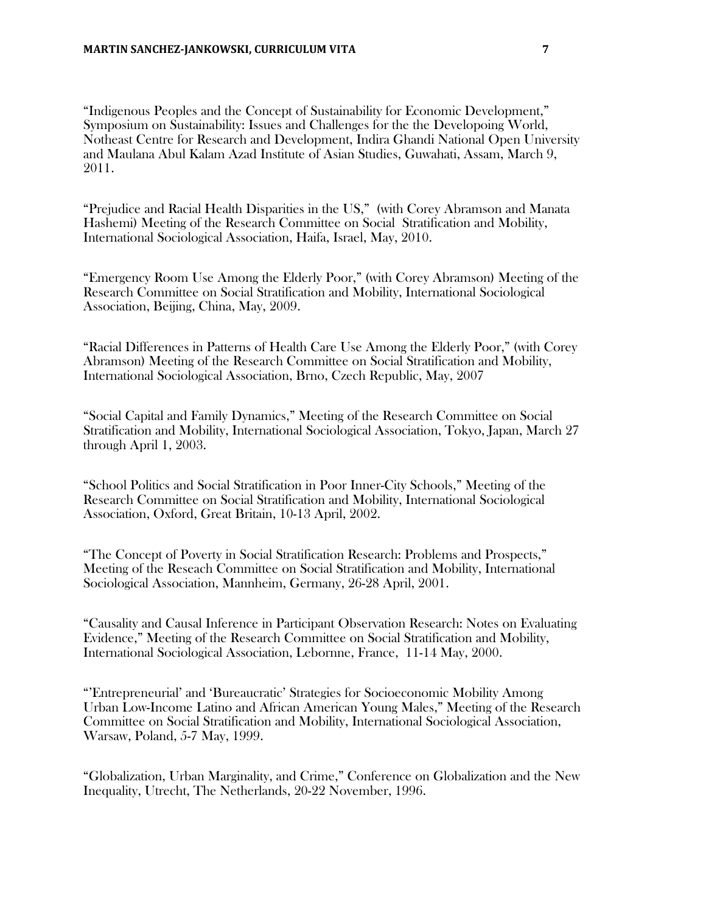"Indigenous Peoples and the Concept of Sustainability for Economic Development," Symposium on Sustainability: Issues and Challenges for the the Developoing World, Notheast Centre for Research and Development, Indira Ghandi National Open University and Maulana Abul Kalam Azad Institute of Asian Studies, Guwahati, Assam, March 9, 2011.

"Prejudice and Racial Health Disparities in the US," (with Corey Abramson and Manata Hashemi) Meeting of the Research Committee on Social Stratification and Mobility, International Sociological Association, Haifa, Israel, May, 2010.

"Emergency Room Use Among the Elderly Poor," (with Corey Abramson) Meeting of the Research Committee on Social Stratification and Mobility, International Sociological Association, Beijing, China, May, 2009.

"Racial Differences in Patterns of Health Care Use Among the Elderly Poor," (with Corey Abramson) Meeting of the Research Committee on Social Stratification and Mobility, International Sociological Association, Brno, Czech Republic, May, 2007

"Social Capital and Family Dynamics," Meeting of the Research Committee on Social Stratification and Mobility, International Sociological Association, Tokyo, Japan, March 27 through April 1, 2003.

"School Politics and Social Stratification in Poor Inner-City Schools," Meeting of the Research Committee on Social Stratification and Mobility, International Sociological Association, Oxford, Great Britain, 10-13 April, 2002.

"The Concept of Poverty in Social Stratification Research: Problems and Prospects," Meeting of the Reseach Committee on Social Stratification and Mobility, International Sociological Association, Mannheim, Germany, 26-28 April, 2001.

"Causality and Causal Inference in Participant Observation Research: Notes on Evaluating Evidence," Meeting of the Research Committee on Social Stratification and Mobility, International Sociological Association, Lebornne, France, 11-14 May, 2000.

"'Entrepreneurial' and 'Bureaucratic' Strategies for Socioeconomic Mobility Among Urban Low-Income Latino and African American Young Males," Meeting of the Research Committee on Social Stratification and Mobility, International Sociological Association, Warsaw, Poland, 5-7 May, 1999.

"Globalization, Urban Marginality, and Crime," Conference on Globalization and the New Inequality, Utrecht, The Netherlands, 20-22 November, 1996.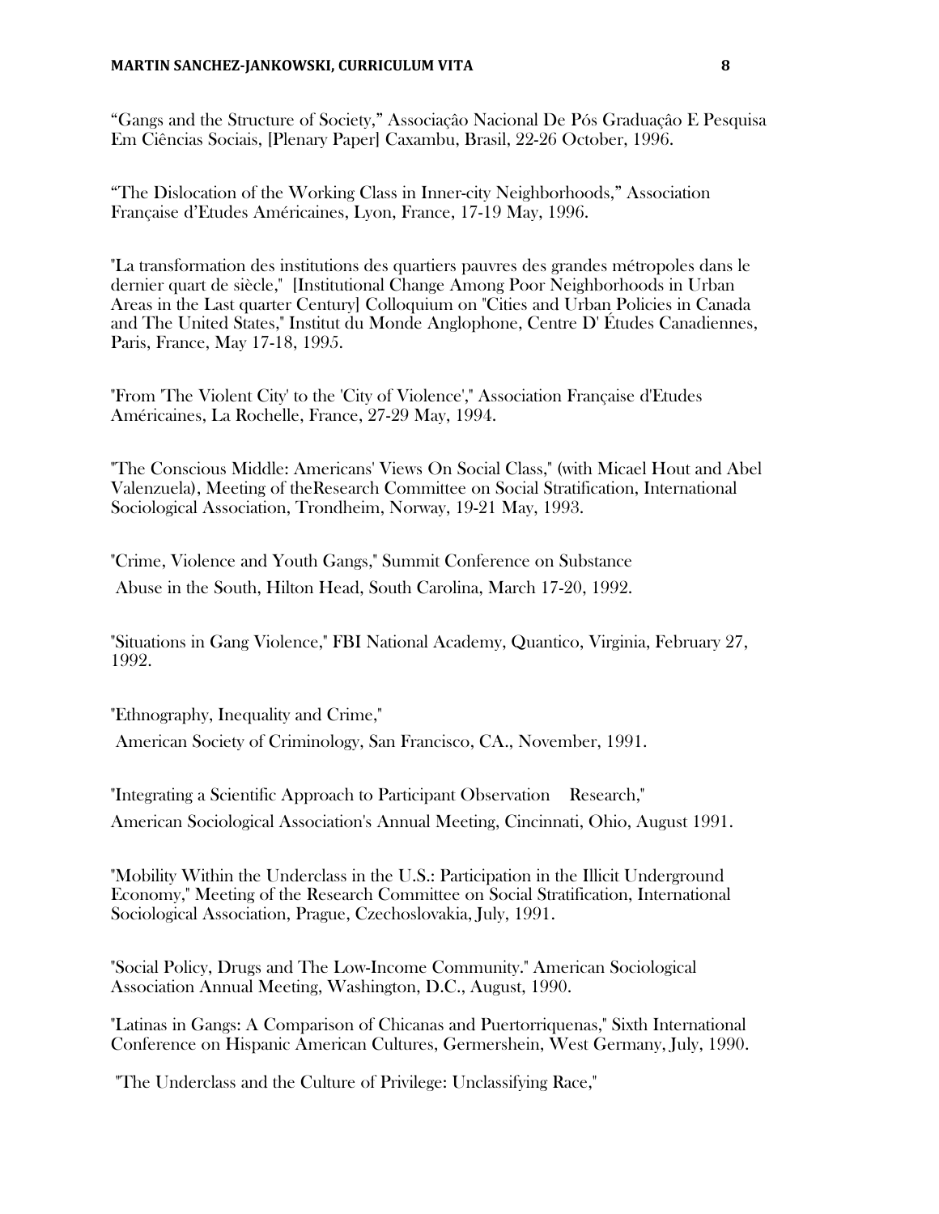"Gangs and the Structure of Society," Associaçâo Nacional De Pós Graduaçâo E Pesquisa Em Ciências Sociais, [Plenary Paper] Caxambu, Brasil, 22-26 October, 1996.

"The Dislocation of the Working Class in Inner-city Neighborhoods," Association Française d'Etudes Américaines, Lyon, France, 17-19 May, 1996.

"La transformation des institutions des quartiers pauvres des grandes métropoles dans le dernier quart de siècle," [Institutional Change Among Poor Neighborhoods in Urban Areas in the Last quarter Century] Colloquium on "Cities and Urban Policies in Canada and The United States," Institut du Monde Anglophone, Centre D' Études Canadiennes, Paris, France, May 17-18, 1995.

"From 'The Violent City' to the 'City of Violence'," Association Française d'Etudes Américaines, La Rochelle, France, 27-29 May, 1994.

"The Conscious Middle: Americans' Views On Social Class," (with Micael Hout and Abel Valenzuela), Meeting of theResearch Committee on Social Stratification, International Sociological Association, Trondheim, Norway, 19-21 May, 1993.

"Crime, Violence and Youth Gangs," Summit Conference on Substance Abuse in the South, Hilton Head, South Carolina, March 17-20, 1992.

"Situations in Gang Violence," FBI National Academy, Quantico, Virginia, February 27, 1992.

"Ethnography, Inequality and Crime," American Society of Criminology, San Francisco, CA., November, 1991.

"Integrating a Scientific Approach to Participant Observation Research," American Sociological Association's Annual Meeting, Cincinnati, Ohio, August 1991.

"Mobility Within the Underclass in the U.S.: Participation in the Illicit Underground Economy," Meeting of the Research Committee on Social Stratification, International Sociological Association, Prague, Czechoslovakia, July, 1991.

"Social Policy, Drugs and The Low-Income Community." American Sociological Association Annual Meeting, Washington, D.C., August, 1990.

"Latinas in Gangs: A Comparison of Chicanas and Puertorriquenas," Sixth International Conference on Hispanic American Cultures, Germershein, West Germany, July, 1990.

"The Underclass and the Culture of Privilege: Unclassifying Race,"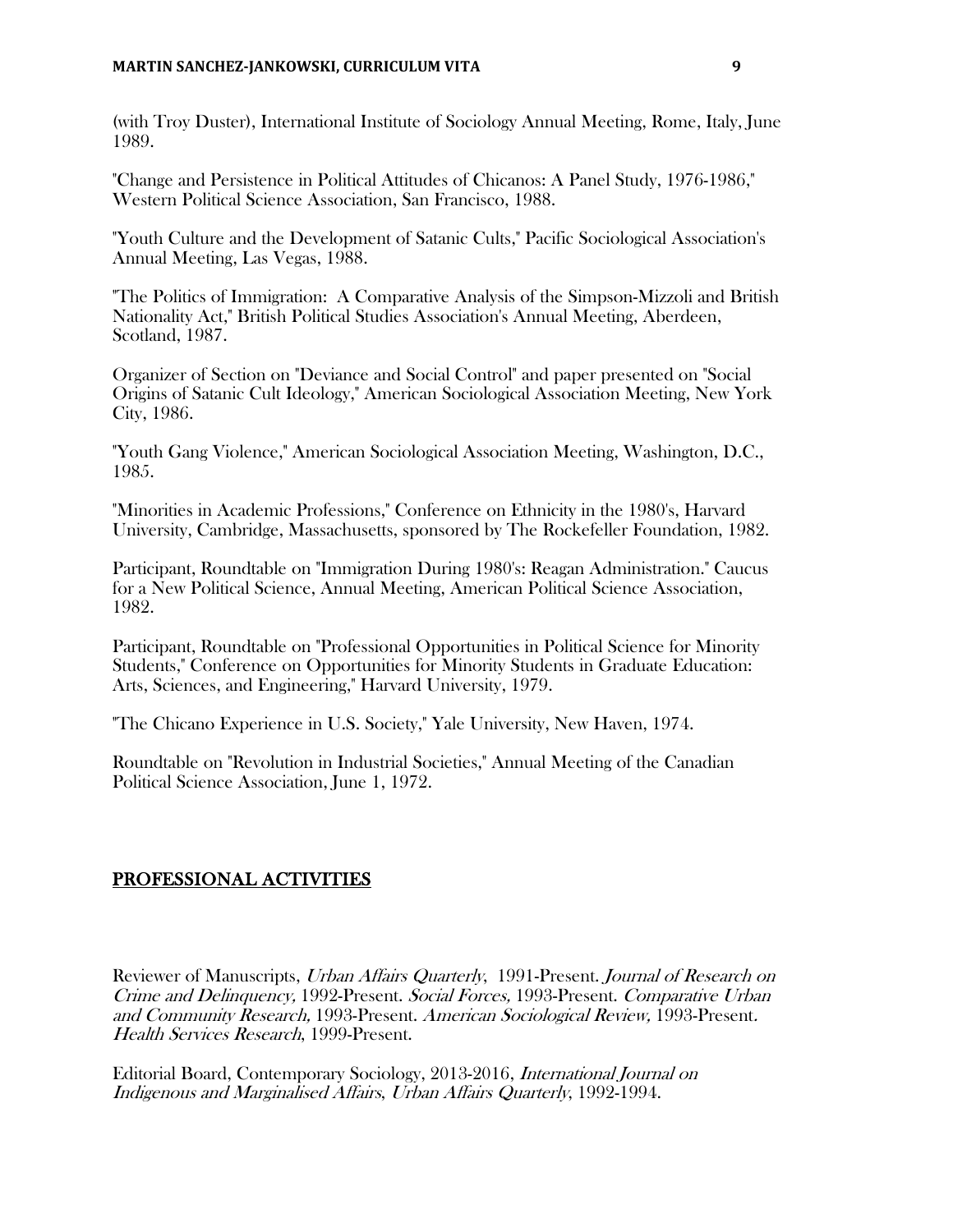(with Troy Duster), International Institute of Sociology Annual Meeting, Rome, Italy, June 1989.

"Change and Persistence in Political Attitudes of Chicanos: A Panel Study, 1976-1986," Western Political Science Association, San Francisco, 1988.

"Youth Culture and the Development of Satanic Cults," Pacific Sociological Association's Annual Meeting, Las Vegas, 1988.

"The Politics of Immigration: A Comparative Analysis of the Simpson-Mizzoli and British Nationality Act," British Political Studies Association's Annual Meeting, Aberdeen, Scotland, 1987.

Organizer of Section on "Deviance and Social Control" and paper presented on "Social Origins of Satanic Cult Ideology," American Sociological Association Meeting, New York City, 1986.

"Youth Gang Violence," American Sociological Association Meeting, Washington, D.C., 1985.

"Minorities in Academic Professions," Conference on Ethnicity in the 1980's, Harvard University, Cambridge, Massachusetts, sponsored by The Rockefeller Foundation, 1982.

Participant, Roundtable on "Immigration During 1980's: Reagan Administration." Caucus for a New Political Science, Annual Meeting, American Political Science Association, 1982.

Participant, Roundtable on "Professional Opportunities in Political Science for Minority Students," Conference on Opportunities for Minority Students in Graduate Education: Arts, Sciences, and Engineering," Harvard University, 1979.

"The Chicano Experience in U.S. Society," Yale University, New Haven, 1974.

Roundtable on "Revolution in Industrial Societies," Annual Meeting of the Canadian Political Science Association, June 1, 1972.

## PROFESSIONAL ACTIVITIES

Reviewer of Manuscripts, *Urban Affairs Quarterly*, 1991-Present. *Journal of Research on Crime and Delinquency,* 1992-Present. *Social Forces,* 1993-Present. *Comparative Urban and Community Research,* 1993-Present. *American Sociological Review,* 1993-Present. *Health Services Research*, 1999-Present.

Editorial Board, Contemporary Sociology, 2013-2016, *International Journal on Indigenous and Marginalised Affairs*, *Urban Affairs Quarterly*, 1992-1994.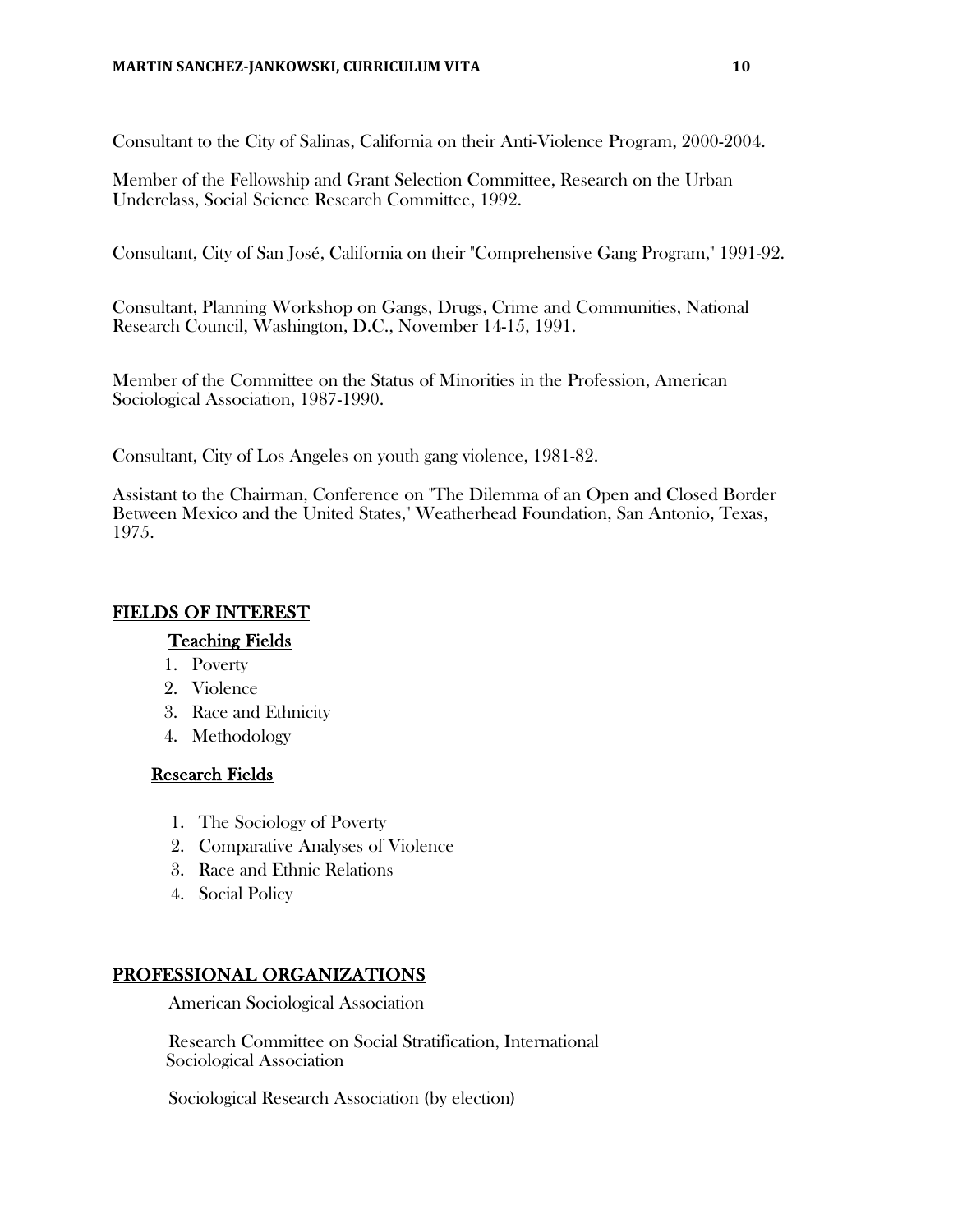Consultant to the City of Salinas, California on their Anti-Violence Program, 2000-2004.

Member of the Fellowship and Grant Selection Committee, Research on the Urban Underclass, Social Science Research Committee, 1992.

Consultant, City of San José, California on their "Comprehensive Gang Program," 1991-92.

Consultant, Planning Workshop on Gangs, Drugs, Crime and Communities, National Research Council, Washington, D.C., November 14-15, 1991.

Member of the Committee on the Status of Minorities in the Profession, American Sociological Association, 1987-1990.

Consultant, City of Los Angeles on youth gang violence, 1981-82.

Assistant to the Chairman, Conference on "The Dilemma of an Open and Closed Border Between Mexico and the United States," Weatherhead Foundation, San Antonio, Texas, 1975.

## FIELDS OF INTEREST

### Teaching Fields

1. Poverty
2. Violence
3. Race and Ethnicity
4. Methodology

### Research Fields

1. The Sociology of Poverty
2. Comparative Analyses of Violence
3. Race and Ethnic Relations
4. Social Policy

## PROFESSIONAL ORGANIZATIONS

American Sociological Association

Research Committee on Social Stratification, International Sociological Association

Sociological Research Association (by election)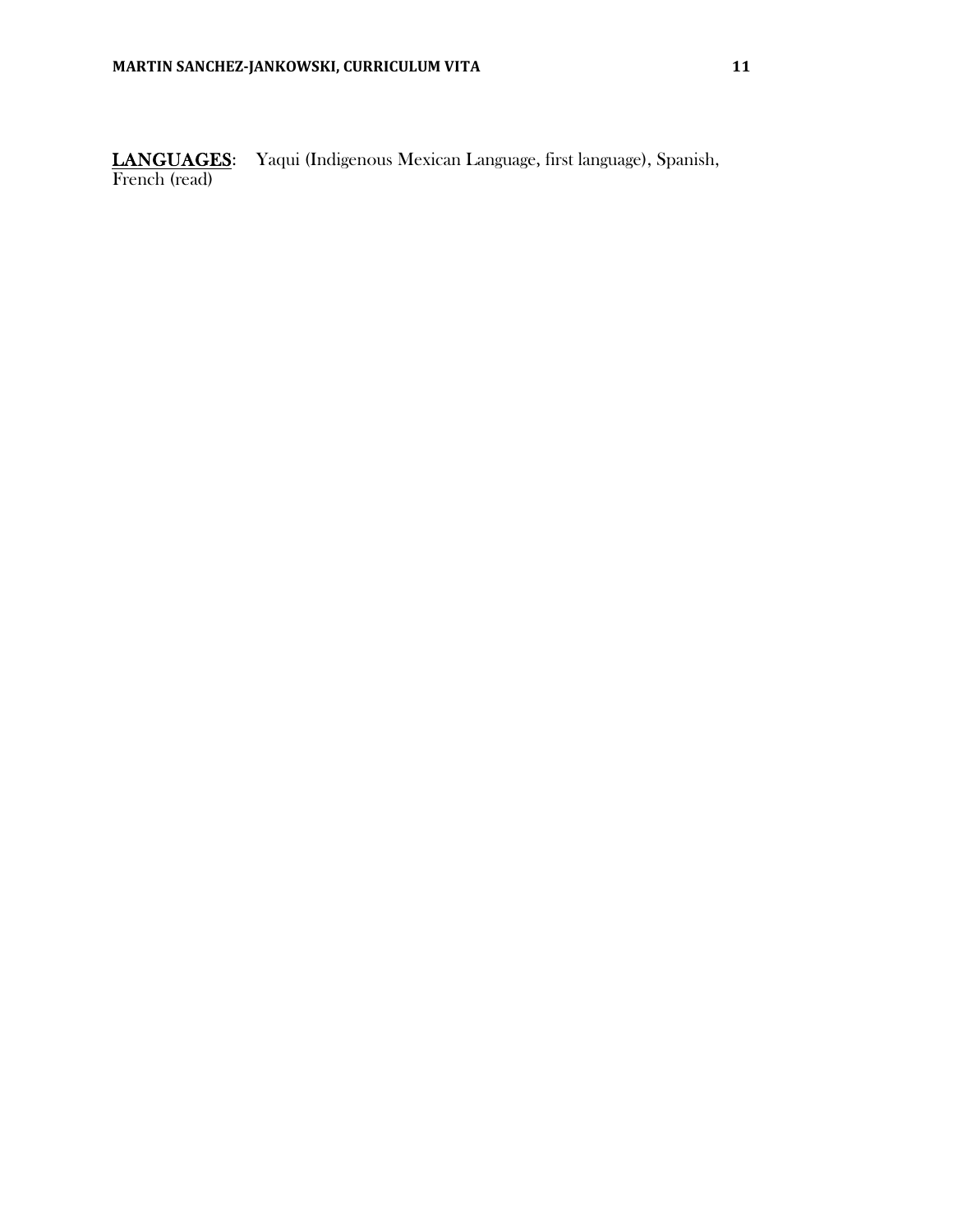**LANGUAGES**: Yaqui (Indigenous Mexican Language, first language), Spanish, French (read)